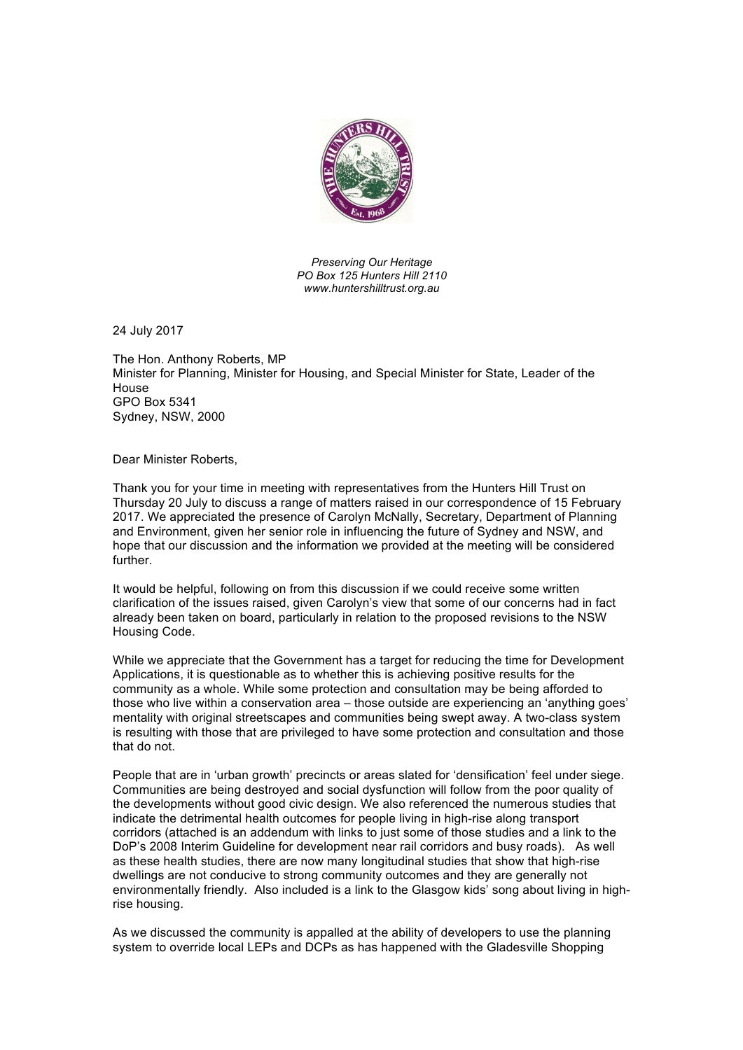*Preserving Our Heritage*
*PO Box 125 Hunters Hill 2110*
*www.huntershilltrust.org.au*

24 July 2017

The Hon. Anthony Roberts, MP
Minister for Planning, Minister for Housing, and Special Minister for State, Leader of the House
GPO Box 5341
Sydney, NSW, 2000

Dear Minister Roberts,

Thank you for your time in meeting with representatives from the Hunters Hill Trust on Thursday 20 July to discuss a range of matters raised in our correspondence of 15 February 2017. We appreciated the presence of Carolyn McNally, Secretary, Department of Planning and Environment, given her senior role in influencing the future of Sydney and NSW, and hope that our discussion and the information we provided at the meeting will be considered further.

It would be helpful, following on from this discussion if we could receive some written clarification of the issues raised, given Carolyn's view that some of our concerns had in fact already been taken on board, particularly in relation to the proposed revisions to the NSW Housing Code.

While we appreciate that the Government has a target for reducing the time for Development Applications, it is questionable as to whether this is achieving positive results for the community as a whole. While some protection and consultation may be being afforded to those who live within a conservation area – those outside are experiencing an 'anything goes' mentality with original streetscapes and communities being swept away. A two-class system is resulting with those that are privileged to have some protection and consultation and those that do not.

People that are in 'urban growth' precincts or areas slated for 'densification' feel under siege. Communities are being destroyed and social dysfunction will follow from the poor quality of the developments without good civic design. We also referenced the numerous studies that indicate the detrimental health outcomes for people living in high-rise along transport corridors (attached is an addendum with links to just some of those studies and a link to the DoP's 2008 Interim Guideline for development near rail corridors and busy roads). As well as these health studies, there are now many longitudinal studies that show that high-rise dwellings are not conducive to strong community outcomes and they are generally not environmentally friendly. Also included is a link to the Glasgow kids' song about living in high-rise housing.

As we discussed the community is appalled at the ability of developers to use the planning system to override local LEPs and DCPs as has happened with the Gladesville Shopping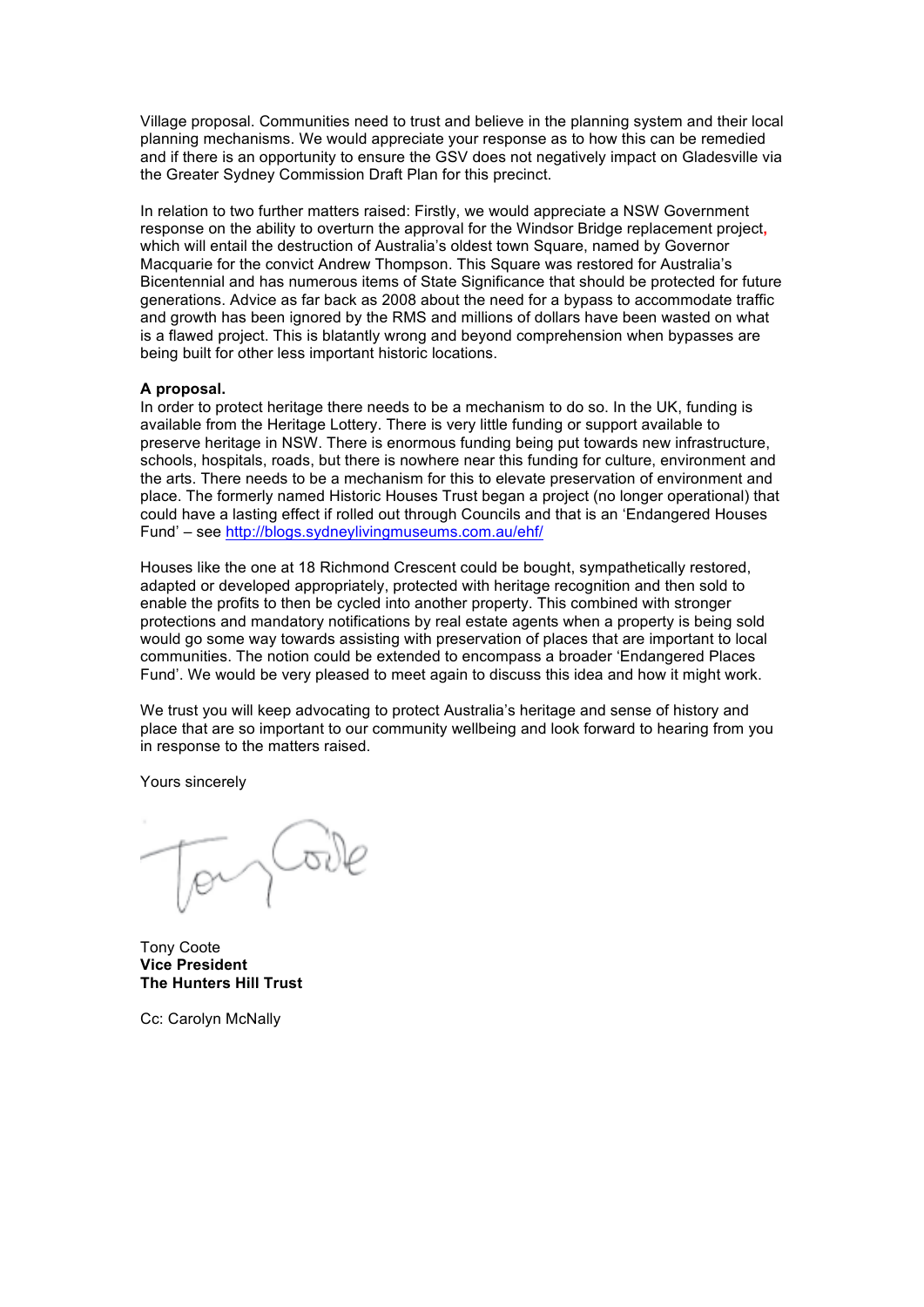Village proposal. Communities need to trust and believe in the planning system and their local planning mechanisms. We would appreciate your response as to how this can be remedied and if there is an opportunity to ensure the GSV does not negatively impact on Gladesville via the Greater Sydney Commission Draft Plan for this precinct.

In relation to two further matters raised: Firstly, we would appreciate a NSW Government response on the ability to overturn the approval for the Windsor Bridge replacement project, which will entail the destruction of Australia's oldest town Square, named by Governor Macquarie for the convict Andrew Thompson. This Square was restored for Australia's Bicentennial and has numerous items of State Significance that should be protected for future generations. Advice as far back as 2008 about the need for a bypass to accommodate traffic and growth has been ignored by the RMS and millions of dollars have been wasted on what is a flawed project. This is blatantly wrong and beyond comprehension when bypasses are being built for other less important historic locations.

**A proposal.**
In order to protect heritage there needs to be a mechanism to do so. In the UK, funding is available from the Heritage Lottery. There is very little funding or support available to preserve heritage in NSW. There is enormous funding being put towards new infrastructure, schools, hospitals, roads, but there is nowhere near this funding for culture, environment and the arts. There needs to be a mechanism for this to elevate preservation of environment and place. The formerly named Historic Houses Trust began a project (no longer operational) that could have a lasting effect if rolled out through Councils and that is an 'Endangered Houses Fund' – see http://blogs.sydneylivingmuseums.com.au/ehf/

Houses like the one at 18 Richmond Crescent could be bought, sympathetically restored, adapted or developed appropriately, protected with heritage recognition and then sold to enable the profits to then be cycled into another property. This combined with stronger protections and mandatory notifications by real estate agents when a property is being sold would go some way towards assisting with preservation of places that are important to local communities. The notion could be extended to encompass a broader 'Endangered Places Fund'. We would be very pleased to meet again to discuss this idea and how it might work.

We trust you will keep advocating to protect Australia's heritage and sense of history and place that are so important to our community wellbeing and look forward to hearing from you in response to the matters raised.

Yours sincerely

Tony Coote
**Vice President**
**The Hunters Hill Trust**

Cc: Carolyn McNally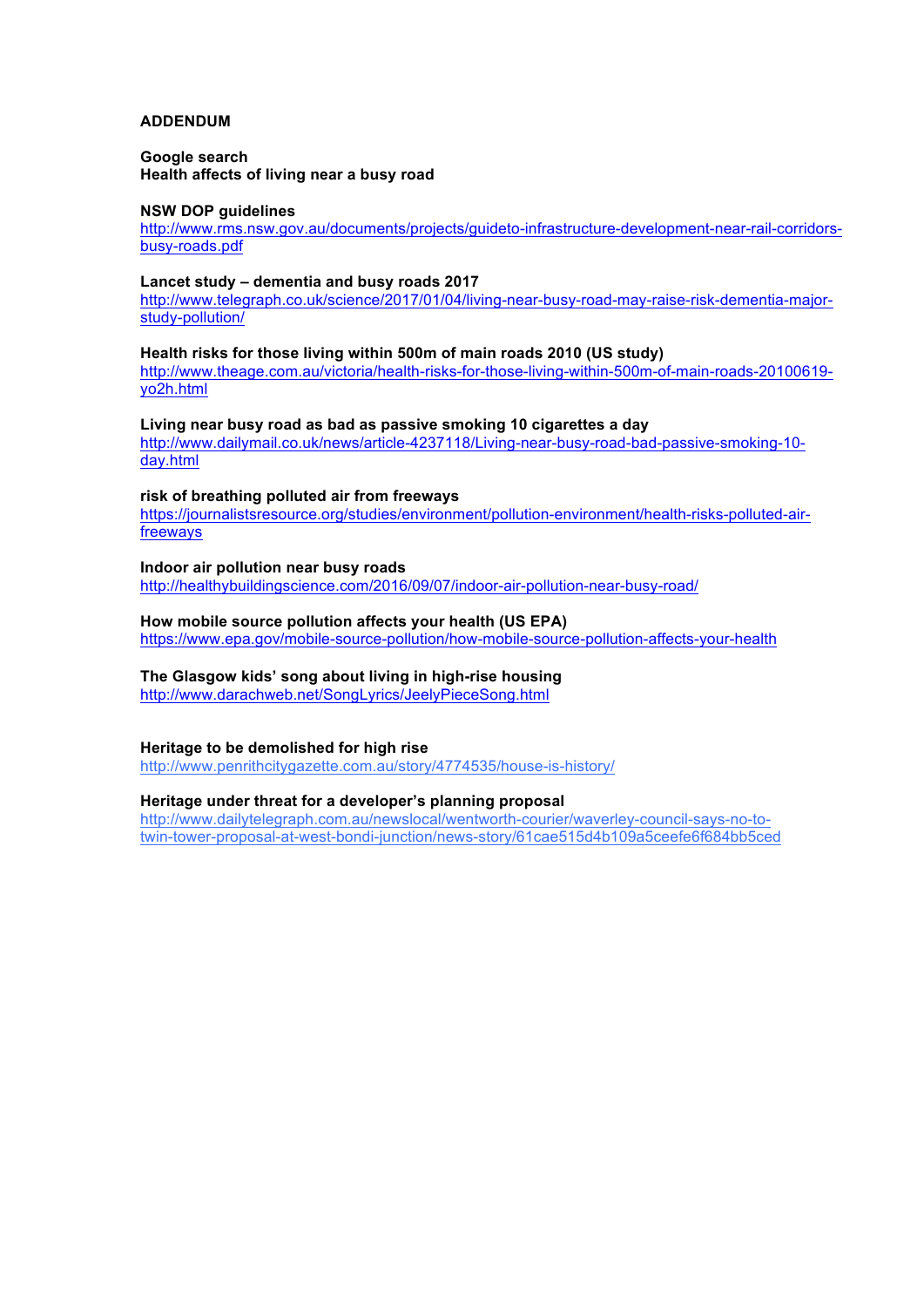**ADDENDUM**

**Google search**
**Health affects of living near a busy road**

**NSW DOP guidelines**
http://www.rms.nsw.gov.au/documents/projects/guideto-infrastructure-development-near-rail-corridors-busy-roads.pdf

**Lancet study – dementia and busy roads 2017**
http://www.telegraph.co.uk/science/2017/01/04/living-near-busy-road-may-raise-risk-dementia-major-study-pollution/

**Health risks for those living within 500m of main roads 2010 (US study)**
http://www.theage.com.au/victoria/health-risks-for-those-living-within-500m-of-main-roads-20100619-yo2h.html

**Living near busy road as bad as passive smoking 10 cigarettes a day**
http://www.dailymail.co.uk/news/article-4237118/Living-near-busy-road-bad-passive-smoking-10-day.html

**risk of breathing polluted air from freeways**
https://journalistsresource.org/studies/environment/pollution-environment/health-risks-polluted-air-freeways

**Indoor air pollution near busy roads**
http://healthybuildingscience.com/2016/09/07/indoor-air-pollution-near-busy-road/

**How mobile source pollution affects your health (US EPA)**
https://www.epa.gov/mobile-source-pollution/how-mobile-source-pollution-affects-your-health

**The Glasgow kids' song about living in high-rise housing**
http://www.darachweb.net/SongLyrics/JeelyPieceSong.html

**Heritage to be demolished for high rise**
http://www.penrithcitygazette.com.au/story/4774535/house-is-history/

**Heritage under threat for a developer's planning proposal**
http://www.dailytelegraph.com.au/newslocal/wentworth-courier/waverley-council-says-no-to-twin-tower-proposal-at-west-bondi-junction/news-story/61cae515d4b109a5ceefe6f684bb5ced